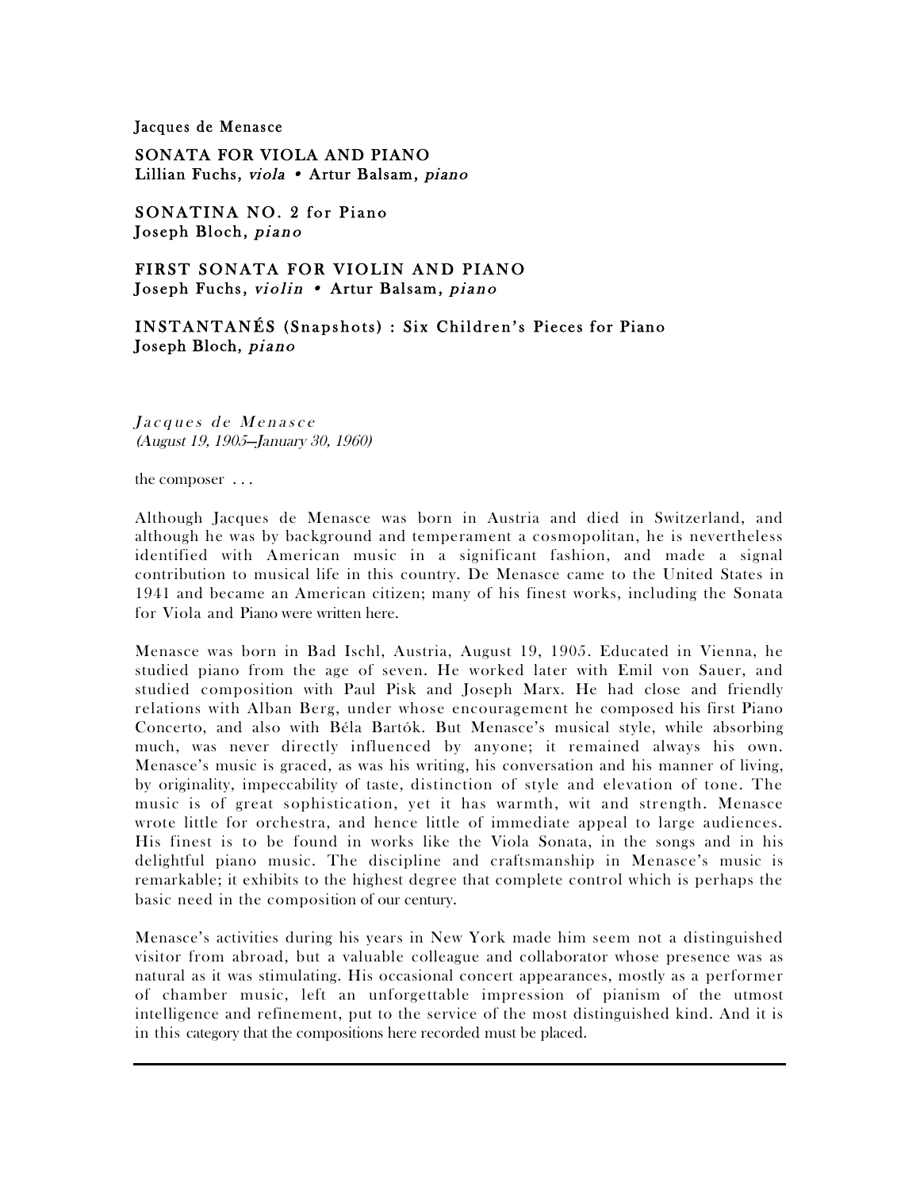Jacques de Menasce

**SONATA FOR VIOLA AND PIANO**
**Lillian Fuchs, *viola* • Artur Balsam, *piano***

**SONATINA NO. 2 for Piano**
**Joseph Bloch, *piano***

**FIRST SONATA FOR VIOLIN AND PIANO**
**Joseph Fuchs, *violin* • Artur Balsam, *piano***

**INSTANTANÉS (Snapshots) : Six Children's Pieces for Piano**
**Joseph Bloch, *piano***

*Jacques de Menasce*
*(August 19, 1905–January 30, 1960)*

the composer . . .

Although Jacques de Menasce was born in Austria and died in Switzerland, and although he was by background and temperament a cosmopolitan, he is nevertheless identified with American music in a significant fashion, and made a signal contribution to musical life in this country. De Menasce came to the United States in 1941 and became an American citizen; many of his finest works, including the Sonata for Viola and Piano were written here.

Menasce was born in Bad Ischl, Austria, August 19, 1905. Educated in Vienna, he studied piano from the age of seven. He worked later with Emil von Sauer, and studied composition with Paul Pisk and Joseph Marx. He had close and friendly relations with Alban Berg, under whose encouragement he composed his first Piano Concerto, and also with Béla Bartók. But Menasce's musical style, while absorbing much, was never directly influenced by anyone; it remained always his own. Menasce's music is graced, as was his writing, his conversation and his manner of living, by originality, impeccability of taste, distinction of style and elevation of tone. The music is of great sophistication, yet it has warmth, wit and strength. Menasce wrote little for orchestra, and hence little of immediate appeal to large audiences. His finest is to be found in works like the Viola Sonata, in the songs and in his delightful piano music. The discipline and craftsmanship in Menasce's music is remarkable; it exhibits to the highest degree that complete control which is perhaps the basic need in the composition of our century.

Menasce's activities during his years in New York made him seem not a distinguished visitor from abroad, but a valuable colleague and collaborator whose presence was as natural as it was stimulating. His occasional concert appearances, mostly as a performer of chamber music, left an unforgettable impression of pianism of the utmost intelligence and refinement, put to the service of the most distinguished kind. And it is in this category that the compositions here recorded must be placed.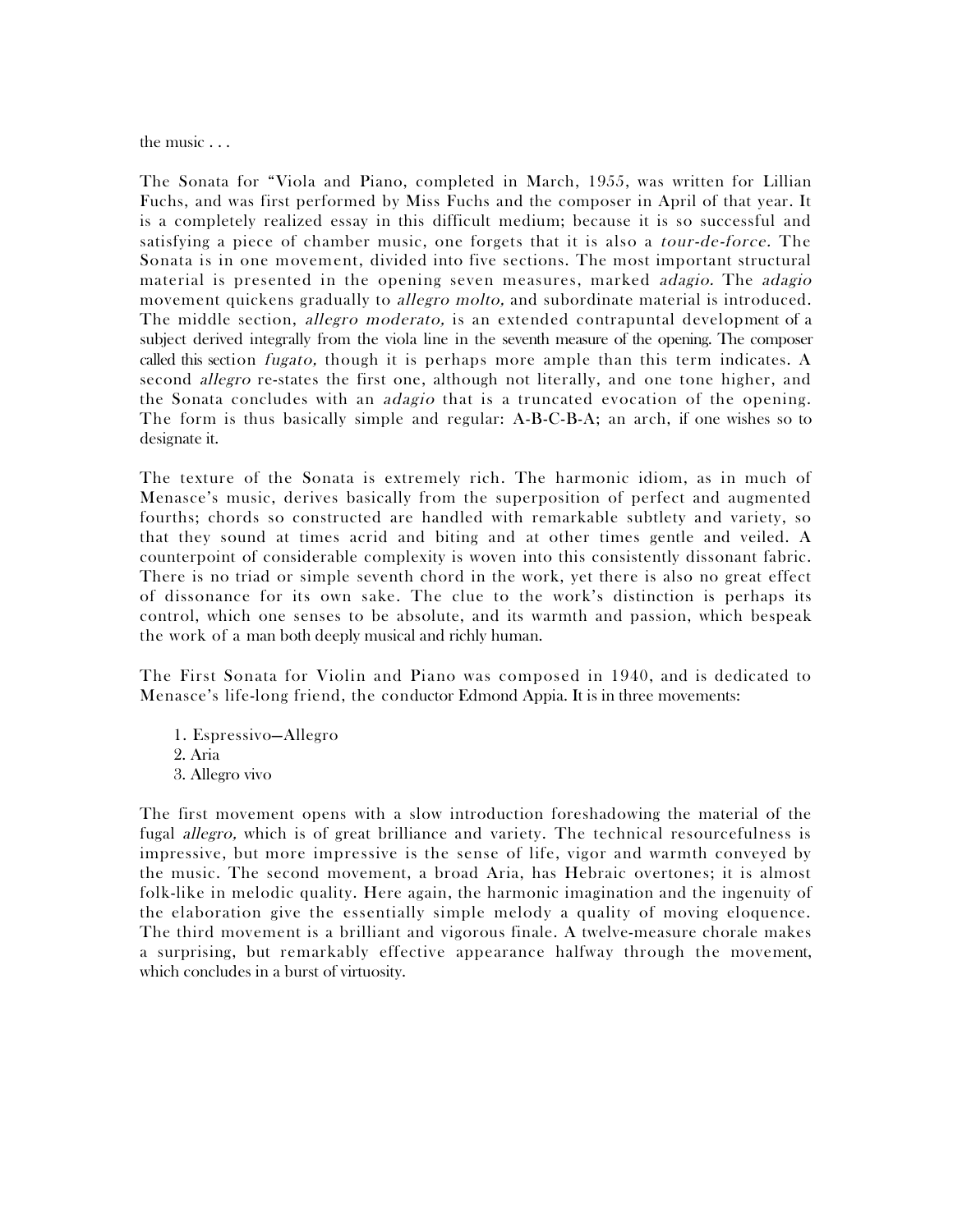the music . . .

The Sonata for “Viola and Piano, completed in March, 1955, was written for Lillian Fuchs, and was first performed by Miss Fuchs and the composer in April of that year. It is a completely realized essay in this difficult medium; because it is so successful and satisfying a piece of chamber music, one forgets that it is also a *tour-de-force.* The Sonata is in one movement, divided into five sections. The most important structural material is presented in the opening seven measures, marked *adagio.* The *adagio* movement quickens gradually to *allegro molto,* and subordinate material is introduced. The middle section, *allegro moderato,* is an extended contrapuntal development of a subject derived integrally from the viola line in the seventh measure of the opening. The composer called this section *fugato,* though it is perhaps more ample than this term indicates. A second *allegro* re-states the first one, although not literally, and one tone higher, and the Sonata concludes with an *adagio* that is a truncated evocation of the opening. The form is thus basically simple and regular: A-B-C-B-A; an arch, if one wishes so to designate it.

The texture of the Sonata is extremely rich. The harmonic idiom, as in much of Menasce’s music, derives basically from the superposition of perfect and augmented fourths; chords so constructed are handled with remarkable subtlety and variety, so that they sound at times acrid and biting and at other times gentle and veiled. A counterpoint of considerable complexity is woven into this consistently dissonant fabric. There is no triad or simple seventh chord in the work, yet there is also no great effect of dissonance for its own sake. The clue to the work’s distinction is perhaps its control, which one senses to be absolute, and its warmth and passion, which bespeak the work of a man both deeply musical and richly human.

The First Sonata for Violin and Piano was composed in 1940, and is dedicated to Menasce’s life-long friend, the conductor Edmond Appia. It is in three movements:

1. Espressivo—Allegro
2. Aria
3. Allegro vivo

The first movement opens with a slow introduction foreshadowing the material of the fugal *allegro,* which is of great brilliance and variety. The technical resourcefulness is impressive, but more impressive is the sense of life, vigor and warmth conveyed by the music. The second movement, a broad Aria, has Hebraic overtones; it is almost folk-like in melodic quality. Here again, the harmonic imagination and the ingenuity of the elaboration give the essentially simple melody a quality of moving eloquence. The third movement is a brilliant and vigorous finale. A twelve-measure chorale makes a surprising, but remarkably effective appearance halfway through the movement, which concludes in a burst of virtuosity.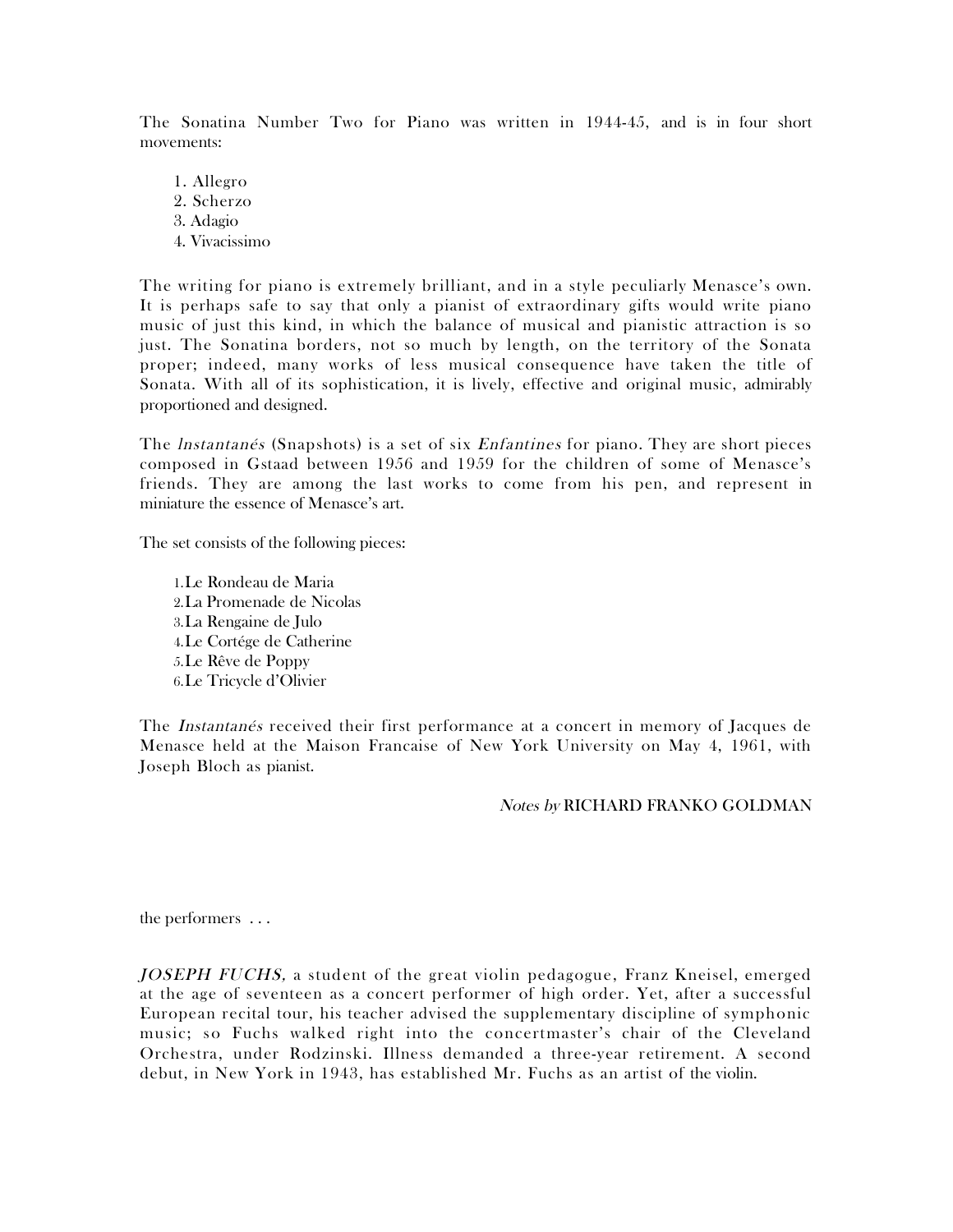The Sonatina Number Two for Piano was written in 1944-45, and is in four short movements:

1. Allegro
2. Scherzo
3. Adagio
4. Vivacissimo

The writing for piano is extremely brilliant, and in a style peculiarly Menasce's own. It is perhaps safe to say that only a pianist of extraordinary gifts would write piano music of just this kind, in which the balance of musical and pianistic attraction is so just. The Sonatina borders, not so much by length, on the territory of the Sonata proper; indeed, many works of less musical consequence have taken the title of Sonata. With all of its sophistication, it is lively, effective and original music, admirably proportioned and designed.

The *lnstantanés* (Snapshots) is a set of six *Enfantines* for piano. They are short pieces composed in Gstaad between 1956 and 1959 for the children of some of Menasce's friends. They are among the last works to come from his pen, and represent in miniature the essence of Menasce's art.

The set consists of the following pieces:

1. Le Rondeau de Maria
2. La Promenade de Nicolas
3. La Rengaine de Julo
4. Le Cortége de Catherine
5. Le Rêve de Poppy
6. Le Tricycle d'Olivier

The *Instantanés* received their first performance at a concert in memory of Jacques de Menasce held at the Maison Francaise of New York University on May 4, 1961, with Joseph Bloch as pianist.

*Notes by* RICHARD FRANKO GOLDMAN

the performers . . .

*JOSEPH FUCHS,* a student of the great violin pedagogue, Franz Kneisel, emerged at the age of seventeen as a concert performer of high order. Yet, after a successful European recital tour, his teacher advised the supplementary discipline of symphonic music; so Fuchs walked right into the concertmaster's chair of the Cleveland Orchestra, under Rodzinski. Illness demanded a three-year retirement. A second debut, in New York in 1943, has established Mr. Fuchs as an artist of the violin.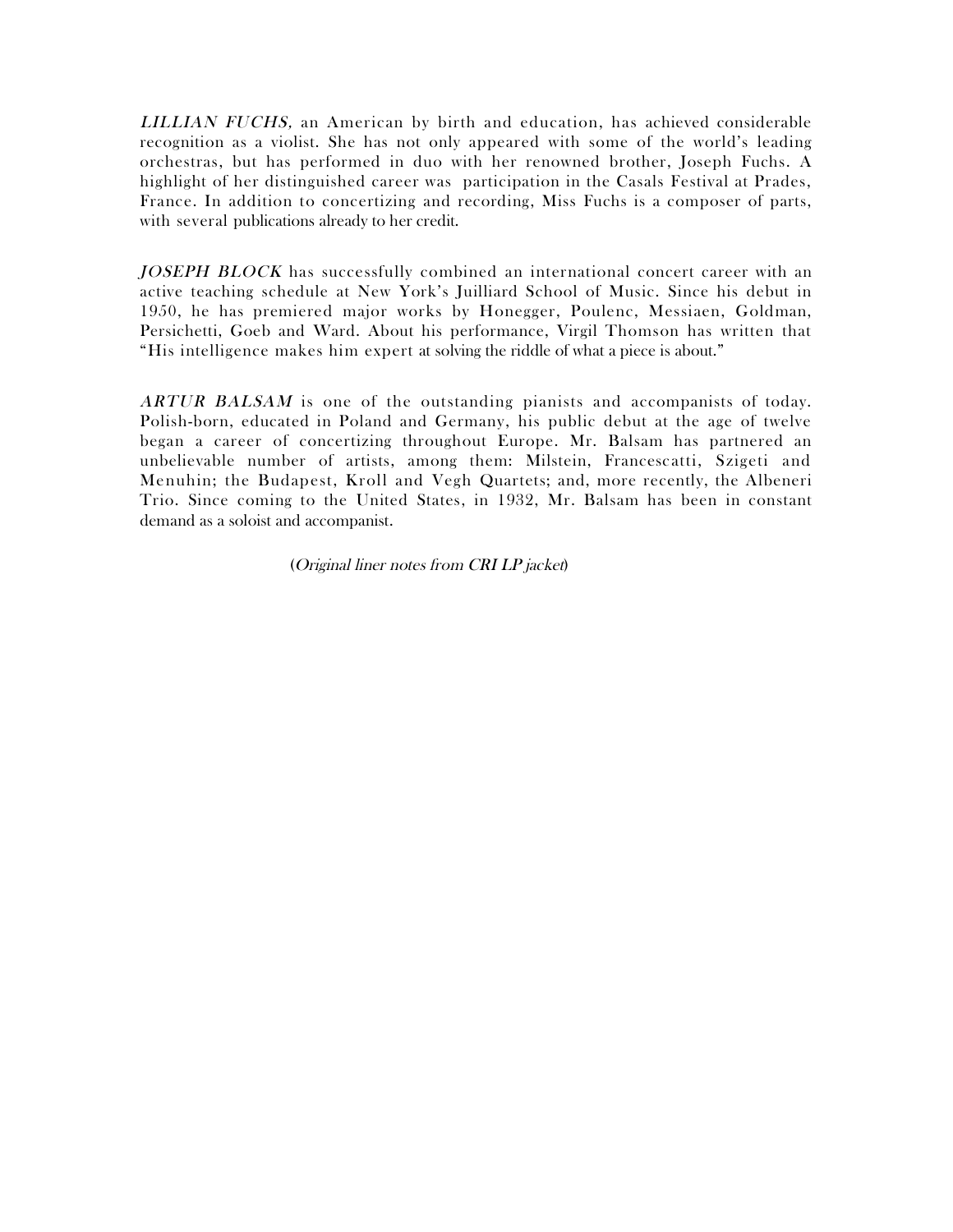*LILLIAN FUCHS,* an American by birth and education, has achieved considerable recognition as a violist. She has not only appeared with some of the world's leading orchestras, but has performed in duo with her renowned brother, Joseph Fuchs. A highlight of her distinguished career was participation in the Casals Festival at Prades, France. In addition to concertizing and recording, Miss Fuchs is a composer of parts, with several publications already to her credit.

*JOSEPH BLOCK* has successfully combined an international concert career with an active teaching schedule at New York's Juilliard School of Music. Since his debut in 1950, he has premiered major works by Honegger, Poulenc, Messiaen, Goldman, Persichetti, Goeb and Ward. About his performance, Virgil Thomson has written that "His intelligence makes him expert at solving the riddle of what a piece is about."

*ARTUR BALSAM* is one of the outstanding pianists and accompanists of today. Polish-born, educated in Poland and Germany, his public debut at the age of twelve began a career of concertizing throughout Europe. Mr. Balsam has partnered an unbelievable number of artists, among them: Milstein, Francescatti, Szigeti and Menuhin; the Budapest, Kroll and Vegh Quartets; and, more recently, the Albeneri Trio. Since coming to the United States, in 1932, Mr. Balsam has been in constant demand as a soloist and accompanist.

(*Original liner notes from CRI LP jacket*)